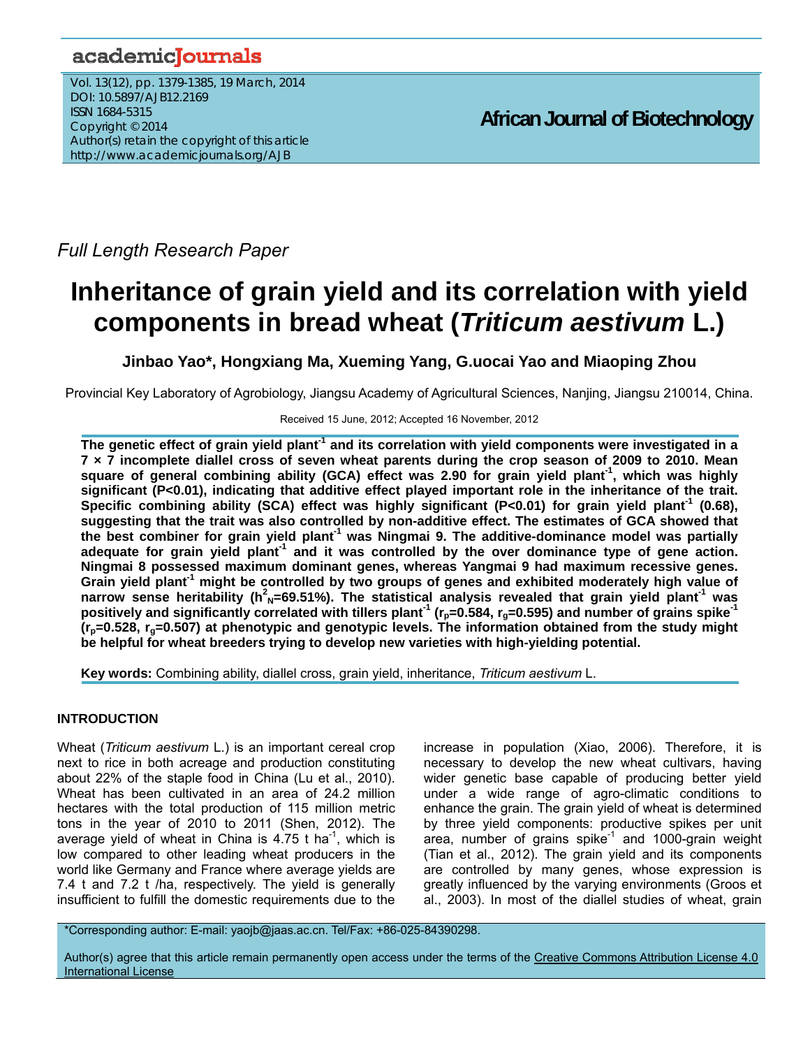*Full Length Research Paper*

# Inheritance of grain yield and its correlation with yield components in bread wheat (*Triticum aestivum* L.)

**Jinbao Yao\*, Hongxiang Ma, Xueming Yang, G.uocai Yao and Miaoping Zhou**

Provincial Key Laboratory of Agrobiology, Jiangsu Academy of Agricultural Sciences, Nanjing, Jiangsu 210014, China.

Received 15 June, 2012; Accepted 16 November, 2012

**The genetic effect of grain yield plant$^{-1}$ and its correlation with yield components were investigated in a 7 × 7 incomplete diallel cross of seven wheat parents during the crop season of 2009 to 2010. Mean square of general combining ability (GCA) effect was 2.90 for grain yield plant$^{-1}$, which was highly significant (P<0.01), indicating that additive effect played important role in the inheritance of the trait. Specific combining ability (SCA) effect was highly significant (P<0.01) for grain yield plant$^{-1}$ (0.68), suggesting that the trait was also controlled by non-additive effect. The estimates of GCA showed that the best combiner for grain yield plant$^{-1}$ was Ningmai 9. The additive-dominance model was partially adequate for grain yield plant$^{-1}$ and it was controlled by the over dominance type of gene action. Ningmai 8 possessed maximum dominant genes, whereas Yangmai 9 had maximum recessive genes. Grain yield plant$^{-1}$ might be controlled by two groups of genes and exhibited moderately high value of narrow sense heritability ($h^2_N$=69.51%). The statistical analysis revealed that grain yield plant$^{-1}$ was positively and significantly correlated with tillers plant$^{-1}$ ($r_p$=0.584, $r_g$=0.595) and number of grains spike$^{-1}$ ($r_p$=0.528, $r_g$=0.507) at phenotypic and genotypic levels. The information obtained from the study might be helpful for wheat breeders trying to develop new varieties with high-yielding potential.**

**Key words:** Combining ability, diallel cross, grain yield, inheritance, *Triticum aestivum* L.

## INTRODUCTION

Wheat (*Triticum aestivum* L.) is an important cereal crop next to rice in both acreage and production constituting about 22% of the staple food in China (Lu et al., 2010). Wheat has been cultivated in an area of 24.2 million hectares with the total production of 115 million metric tons in the year of 2010 to 2011 (Shen, 2012). The average yield of wheat in China is 4.75 t ha$^{-1}$, which is low compared to other leading wheat producers in the world like Germany and France where average yields are 7.4 t and 7.2 t /ha, respectively. The yield is generally insufficient to fulfill the domestic requirements due to the increase in population (Xiao, 2006). Therefore, it is necessary to develop the new wheat cultivars, having wider genetic base capable of producing better yield under a wide range of agro-climatic conditions to enhance the grain. The grain yield of wheat is determined by three yield components: productive spikes per unit area, number of grains spike$^{-1}$ and 1000-grain weight (Tian et al., 2012). The grain yield and its components are controlled by many genes, whose expression is greatly influenced by the varying environments (Groos et al., 2003). In most of the diallel studies of wheat, grain

\*Corresponding author: E-mail: yaojb@jaas.ac.cn. Tel/Fax: +86-025-84390298.

Author(s) agree that this article remain permanently open access under the terms of the Creative Commons Attribution License 4.0 International License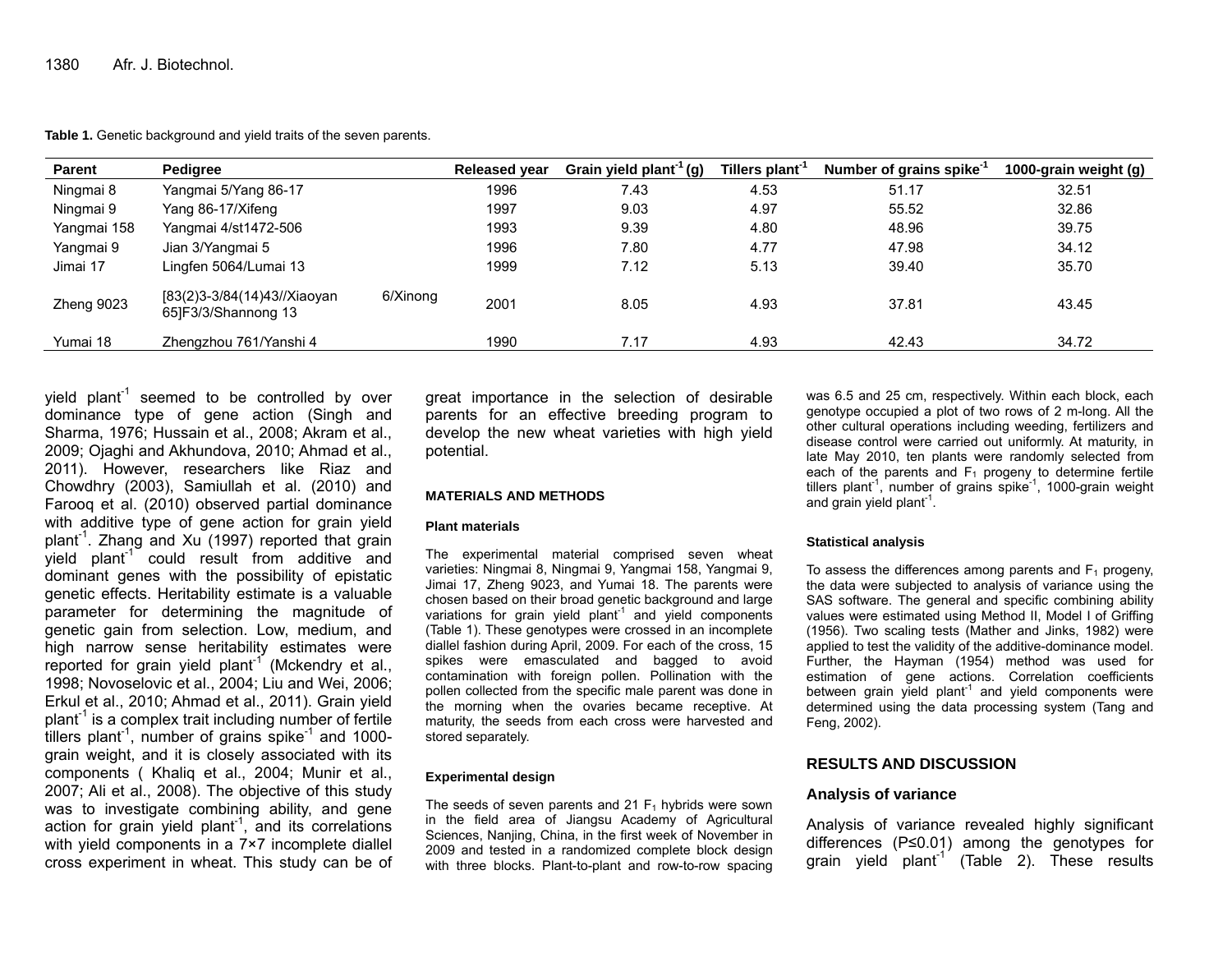**Table 1.** Genetic background and yield traits of the seven parents.

| Parent | Pedigree | Released year | Grain yield plant$^{-1}$ (g) | Tillers plant$^{-1}$ | Number of grains spike$^{-1}$ | 1000-grain weight (g) |
|---|---|---|---|---|---|---|
| Ningmai 8 | Yangmai 5/Yang 86-17 | 1996 | 7.43 | 4.53 | 51.17 | 32.51 |
| Ningmai 9 | Yang 86-17/Xifeng | 1997 | 9.03 | 4.97 | 55.52 | 32.86 |
| Yangmai 158 | Yangmai 4/st1472-506 | 1993 | 9.39 | 4.80 | 48.96 | 39.75 |
| Yangmai 9 | Jian 3/Yangmai 5 | 1996 | 7.80 | 4.77 | 47.98 | 34.12 |
| Jimai 17 | Lingfen 5064/Lumai 13 | 1999 | 7.12 | 5.13 | 39.40 | 35.70 |
| Zheng 9023 | [83(2)3-3/84(14)43//Xiaoyan 6/Xinong 65]F3/3/Shannong 13 | 2001 | 8.05 | 4.93 | 37.81 | 43.45 |
| Yumai 18 | Zhengzhou 761/Yanshi 4 | 1990 | 7.17 | 4.93 | 42.43 | 34.72 |

yield plant$^{-1}$ seemed to be controlled by over dominance type of gene action (Singh and Sharma, 1976; Hussain et al., 2008; Akram et al., 2009; Ojaghi and Akhundova, 2010; Ahmad et al., 2011). However, researchers like Riaz and Chowdhry (2003), Samiullah et al. (2010) and Farooq et al. (2010) observed partial dominance with additive type of gene action for grain yield plant$^{-1}$. Zhang and Xu (1997) reported that grain yield plant$^{-1}$ could result from additive and dominant genes with the possibility of epistatic genetic effects. Heritability estimate is a valuable parameter for determining the magnitude of genetic gain from selection. Low, medium, and high narrow sense heritability estimates were reported for grain yield plant$^{-1}$ (Mckendry et al., 1998; Novoselovic et al., 2004; Liu and Wei, 2006; Erkul et al., 2010; Ahmad et al., 2011). Grain yield plant$^{-1}$ is a complex trait including number of fertile tillers plant$^{-1}$, number of grains spike$^{-1}$ and 1000-grain weight, and it is closely associated with its components ( Khaliq et al., 2004; Munir et al., 2007; Ali et al., 2008). The objective of this study was to investigate combining ability, and gene action for grain yield plant$^{-1}$, and its correlations with yield components in a 7×7 incomplete diallel cross experiment in wheat. This study can be of great importance in the selection of desirable parents for an effective breeding program to develop the new wheat varieties with high yield potential.

## MATERIALS AND METHODS

### Plant materials

The experimental material comprised seven wheat varieties: Ningmai 8, Ningmai 9, Yangmai 158, Yangmai 9, Jimai 17, Zheng 9023, and Yumai 18. The parents were chosen based on their broad genetic background and large variations for grain yield plant$^{-1}$ and yield components (Table 1). These genotypes were crossed in an incomplete diallel fashion during April, 2009. For each of the cross, 15 spikes were emasculated and bagged to avoid contamination with foreign pollen. Pollination with the pollen collected from the specific male parent was done in the morning when the ovaries became receptive. At maturity, the seeds from each cross were harvested and stored separately.

### Experimental design

The seeds of seven parents and 21 $F_1$ hybrids were sown in the field area of Jiangsu Academy of Agricultural Sciences, Nanjing, China, in the first week of November in 2009 and tested in a randomized complete block design with three blocks. Plant-to-plant and row-to-row spacing was 6.5 and 25 cm, respectively. Within each block, each genotype occupied a plot of two rows of 2 m-long. All the other cultural operations including weeding, fertilizers and disease control were carried out uniformly. At maturity, in late May 2010, ten plants were randomly selected from each of the parents and $F_1$ progeny to determine fertile tillers plant$^{-1}$, number of grains spike$^{-1}$, 1000-grain weight and grain yield plant$^{-1}$.

### Statistical analysis

To assess the differences among parents and $F_1$ progeny, the data were subjected to analysis of variance using the SAS software. The general and specific combining ability values were estimated using Method II, Model I of Griffing (1956). Two scaling tests (Mather and Jinks, 1982) were applied to test the validity of the additive-dominance model. Further, the Hayman (1954) method was used for estimation of gene actions. Correlation coefficients between grain yield plant$^{-1}$ and yield components were determined using the data processing system (Tang and Feng, 2002).

## RESULTS AND DISCUSSION

### Analysis of variance

Analysis of variance revealed highly significant differences (P≤0.01) among the genotypes for grain yield plant$^{-1}$ (Table 2). These results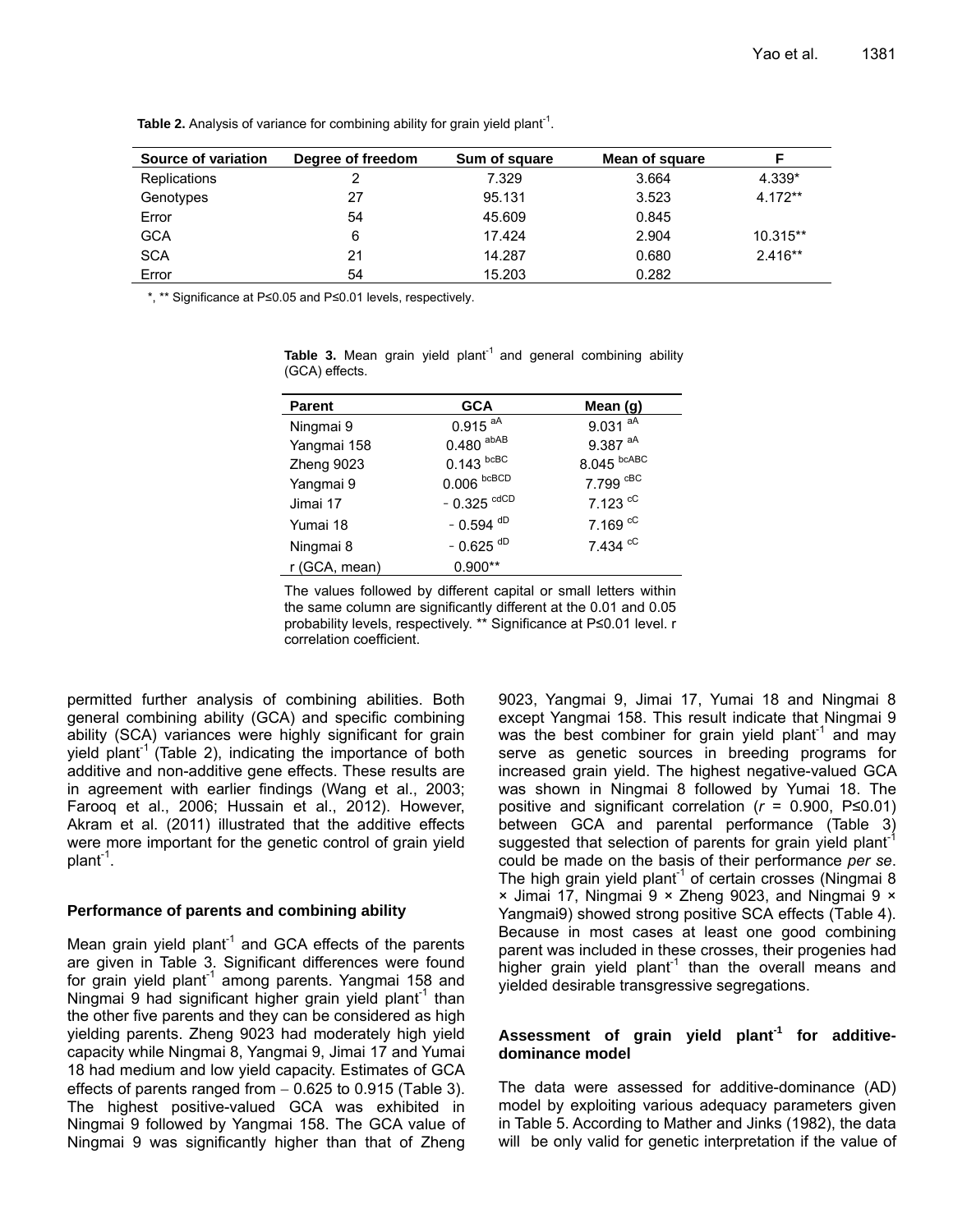**Table 2.** Analysis of variance for combining ability for grain yield plant$^{-1}$.

| Source of variation | Degree of freedom | Sum of square | Mean of square | F |
|---|---|---|---|---|
| Replications | 2 | 7.329 | 3.664 | 4.339* |
| Genotypes | 27 | 95.131 | 3.523 | 4.172** |
| Error | 54 | 45.609 | 0.845 | |
| GCA | 6 | 17.424 | 2.904 | 10.315** |
| SCA | 21 | 14.287 | 0.680 | 2.416** |
| Error | 54 | 15.203 | 0.282 | |

*, ** Significance at P≤0.05 and P≤0.01 levels, respectively.

**Table 3.** Mean grain yield plant$^{-1}$ and general combining ability (GCA) effects.

| Parent | GCA | Mean (g) |
|---|---|---|
| Ningmai 9 | 0.915 $^{aA}$ | 9.031 $^{aA}$ |
| Yangmai 158 | 0.480 $^{abAB}$ | 9.387 $^{aA}$ |
| Zheng 9023 | 0.143 $^{bcBC}$ | 8.045 $^{bcABC}$ |
| Yangmai 9 | 0.006 $^{bcBCD}$ | 7.799 $^{cBC}$ |
| Jimai 17 | − 0.325 $^{cdCD}$ | 7.123 $^{cC}$ |
| Yumai 18 | − 0.594 $^{dD}$ | 7.169 $^{cC}$ |
| Ningmai 8 | − 0.625 $^{dD}$ | 7.434 $^{cC}$ |
| r (GCA, mean) | 0.900** | |

The values followed by different capital or small letters within the same column are significantly different at the 0.01 and 0.05 probability levels, respectively. ** Significance at P≤0.01 level. r correlation coefficient.

permitted further analysis of combining abilities. Both general combining ability (GCA) and specific combining ability (SCA) variances were highly significant for grain yield plant$^{-1}$ (Table 2), indicating the importance of both additive and non-additive gene effects. These results are in agreement with earlier findings (Wang et al., 2003; Farooq et al., 2006; Hussain et al., 2012). However, Akram et al. (2011) illustrated that the additive effects were more important for the genetic control of grain yield plant$^{-1}$.

## Performance of parents and combining ability

Mean grain yield plant$^{-1}$ and GCA effects of the parents are given in Table 3. Significant differences were found for grain yield plant$^{-1}$ among parents. Yangmai 158 and Ningmai 9 had significant higher grain yield plant$^{-1}$ than the other five parents and they can be considered as high yielding parents. Zheng 9023 had moderately high yield capacity while Ningmai 8, Yangmai 9, Jimai 17 and Yumai 18 had medium and low yield capacity. Estimates of GCA effects of parents ranged from − 0.625 to 0.915 (Table 3). The highest positive-valued GCA was exhibited in Ningmai 9 followed by Yangmai 158. The GCA value of Ningmai 9 was significantly higher than that of Zheng 9023, Yangmai 9, Jimai 17, Yumai 18 and Ningmai 8 except Yangmai 158. This result indicate that Ningmai 9 was the best combiner for grain yield plant$^{-1}$ and may serve as genetic sources in breeding programs for increased grain yield. The highest negative-valued GCA was shown in Ningmai 8 followed by Yumai 18. The positive and significant correlation ($r$ = 0.900, P≤0.01) between GCA and parental performance (Table 3) suggested that selection of parents for grain yield plant$^{-1}$ could be made on the basis of their performance *per se*. The high grain yield plant$^{-1}$ of certain crosses (Ningmai 8 × Jimai 17, Ningmai 9 × Zheng 9023, and Ningmai 9 × Yangmai9) showed strong positive SCA effects (Table 4). Because in most cases at least one good combining parent was included in these crosses, their progenies had higher grain yield plant$^{-1}$ than the overall means and yielded desirable transgressive segregations.

## Assessment of grain yield plant$^{-1}$ for additive-dominance model

The data were assessed for additive-dominance (AD) model by exploiting various adequacy parameters given in Table 5. According to Mather and Jinks (1982), the data will be only valid for genetic interpretation if the value of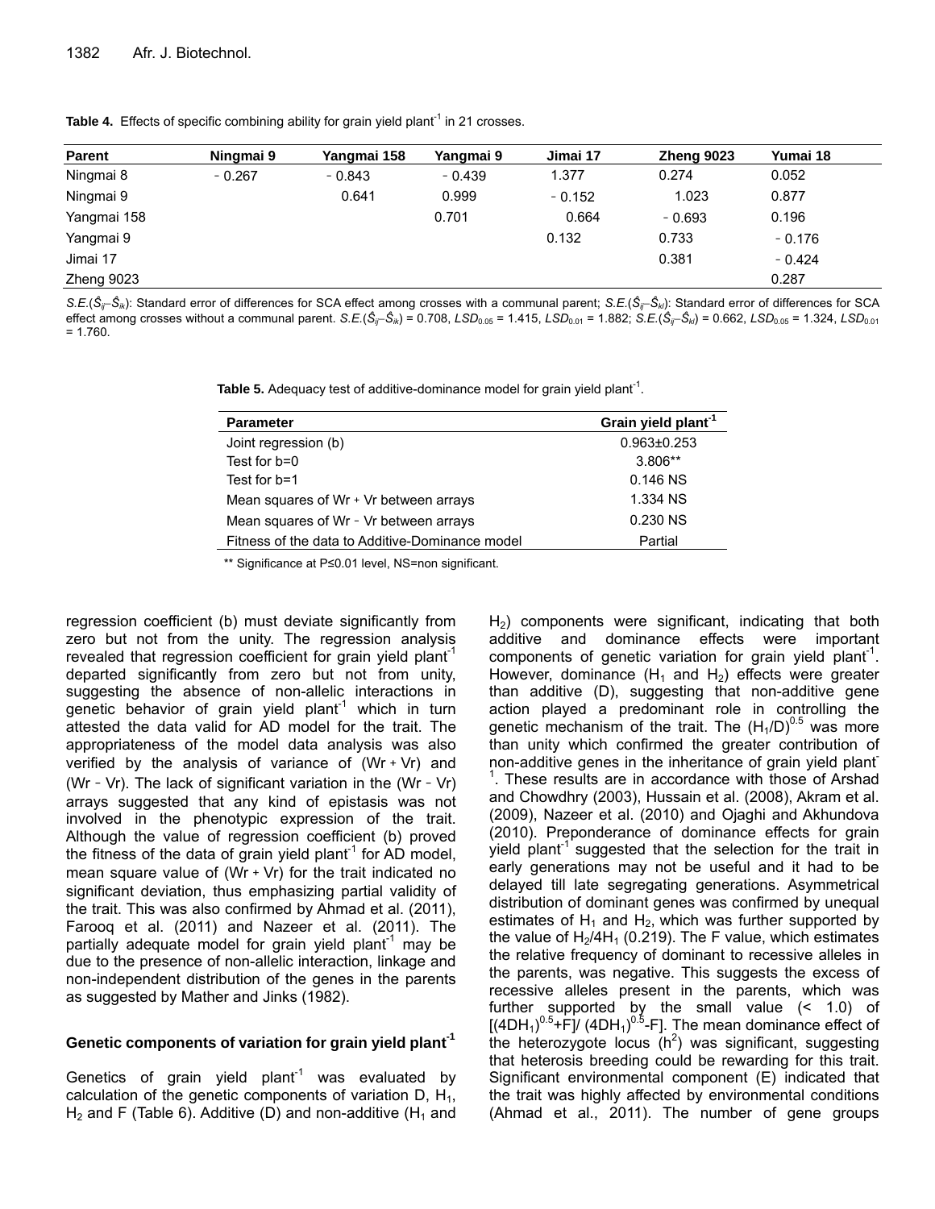**Table 4.** Effects of specific combining ability for grain yield plant$^{-1}$ in 21 crosses.

| Parent | Ningmai 9 | Yangmai 158 | Yangmai 9 | Jimai 17 | Zheng 9023 | Yumai 18 |
|---|---|---|---|---|---|---|
| Ningmai 8 | - 0.267 | - 0.843 | - 0.439 | 1.377 | 0.274 | 0.052 |
| Ningmai 9 | | 0.641 | 0.999 | - 0.152 | 1.023 | 0.877 |
| Yangmai 158 | | | 0.701 | 0.664 | - 0.693 | 0.196 |
| Yangmai 9 | | | | 0.132 | 0.733 | - 0.176 |
| Jimai 17 | | | | | 0.381 | - 0.424 |
| Zheng 9023 | | | | | | 0.287 |

*S.E.*($\hat{S}_{ij}$–$\hat{S}_{ik}$): Standard error of differences for SCA effect among crosses with a communal parent; *S.E.*($\hat{S}_{ij}$–$\hat{S}_{kl}$): Standard error of differences for SCA effect among crosses without a communal parent. *S.E.*($\hat{S}_{ij}$–$\hat{S}_{ik}$) = 0.708, $LSD_{0.05}$ = 1.415, $LSD_{0.01}$ = 1.882; *S.E.*($\hat{S}_{ij}$–$\hat{S}_{kl}$) = 0.662, $LSD_{0.05}$ = 1.324, $LSD_{0.01}$ = 1.760.

**Table 5.** Adequacy test of additive-dominance model for grain yield plant$^{-1}$.

| Parameter | Grain yield plant$^{-1}$ |
|---|---|
| Joint regression (b) | 0.963±0.253 |
| Test for b=0 | 3.806** |
| Test for b=1 | 0.146 NS |
| Mean squares of Wr + Vr between arrays | 1.334 NS |
| Mean squares of Wr - Vr between arrays | 0.230 NS |
| Fitness of the data to Additive-Dominance model | Partial |

** Significance at P≤0.01 level, NS=non significant.

regression coefficient (b) must deviate significantly from zero but not from the unity. The regression analysis revealed that regression coefficient for grain yield plant$^{-1}$ departed significantly from zero but not from unity, suggesting the absence of non-allelic interactions in genetic behavior of grain yield plant$^{-1}$ which in turn attested the data valid for AD model for the trait. The appropriateness of the model data analysis was also verified by the analysis of variance of (Wr + Vr) and (Wr - Vr). The lack of significant variation in the (Wr - Vr) arrays suggested that any kind of epistasis was not involved in the phenotypic expression of the trait. Although the value of regression coefficient (b) proved the fitness of the data of grain yield plant$^{-1}$ for AD model, mean square value of (Wr + Vr) for the trait indicated no significant deviation, thus emphasizing partial validity of the trait. This was also confirmed by Ahmad et al. (2011), Farooq et al. (2011) and Nazeer et al. (2011). The partially adequate model for grain yield plant$^{-1}$ may be due to the presence of non-allelic interaction, linkage and non-independent distribution of the genes in the parents as suggested by Mather and Jinks (1982).

### Genetic components of variation for grain yield plant$^{-1}$

Genetics of grain yield plant$^{-1}$ was evaluated by calculation of the genetic components of variation D, $H_1$, $H_2$ and F (Table 6). Additive (D) and non-additive ($H_1$ and $H_2$) components were significant, indicating that both additive and dominance effects were important components of genetic variation for grain yield plant$^{-1}$. However, dominance ($H_1$ and $H_2$) effects were greater than additive (D), suggesting that non-additive gene action played a predominant role in controlling the genetic mechanism of the trait. The $(H_1/D)^{0.5}$ was more than unity which confirmed the greater contribution of non-additive genes in the inheritance of grain yield plant$^{-1}$. These results are in accordance with those of Arshad and Chowdhry (2003), Hussain et al. (2008), Akram et al. (2009), Nazeer et al. (2010) and Ojaghi and Akhundova (2010). Preponderance of dominance effects for grain yield plant$^{-1}$ suggested that the selection for the trait in early generations may not be useful and it had to be delayed till late segregating generations. Asymmetrical distribution of dominant genes was confirmed by unequal estimates of $H_1$ and $H_2$, which was further supported by the value of $H_2/4H_1$ (0.219). The F value, which estimates the relative frequency of dominant to recessive alleles in the parents, was negative. This suggests the excess of recessive alleles present in the parents, which was further supported by the small value (< 1.0) of $[(4DH_1)^{0.5}+F]/(4DH_1)^{0.5}-F]$. The mean dominance effect of the heterozygote locus ($h^2$) was significant, suggesting that heterosis breeding could be rewarding for this trait. Significant environmental component (E) indicated that the trait was highly affected by environmental conditions (Ahmad et al., 2011). The number of gene groups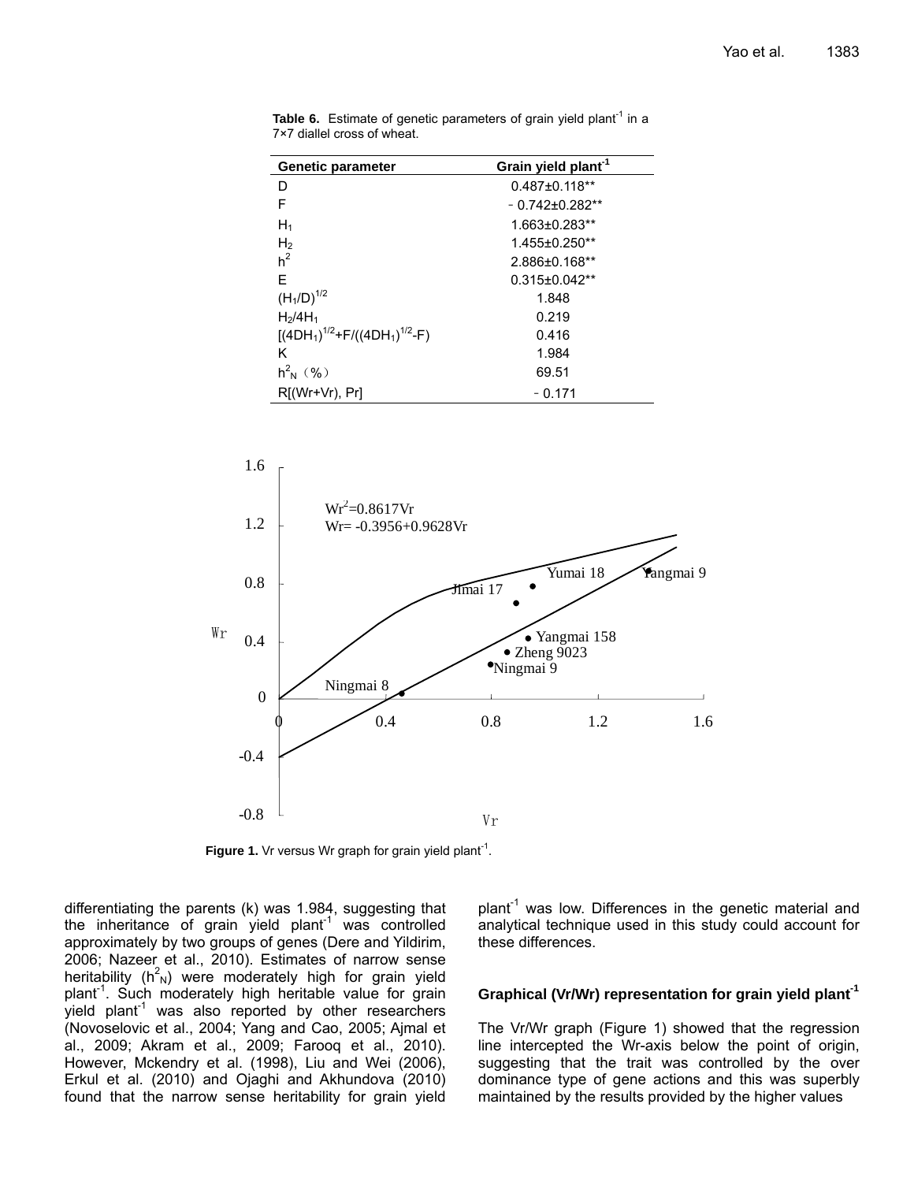**Table 6.** Estimate of genetic parameters of grain yield plant$^{-1}$ in a 7×7 diallel cross of wheat.

| Genetic parameter | Grain yield plant$^{-1}$ |
|---|---|
| D | 0.487±0.118** |
| F | －0.742±0.282** |
| $H_1$ | 1.663±0.283** |
| $H_2$ | 1.455±0.250** |
| $h^2$ | 2.886±0.168** |
| E | 0.315±0.042** |
| $(H_1/D)^{1/2}$ | 1.848 |
| $H_2/4H_1$ | 0.219 |
| $[(4DH_1)^{1/2}+F/((4DH_1)^{1/2}-F)$ | 0.416 |
| K | 1.984 |
| $h^2_N$（%） | 69.51 |
| R[(Wr+Vr), Pr] | －0.171 |

**Figure 1.** Vr versus Wr graph for grain yield plant$^{-1}$.

differentiating the parents (k) was 1.984, suggesting that the inheritance of grain yield plant$^{-1}$ was controlled approximately by two groups of genes (Dere and Yildirim, 2006; Nazeer et al., 2010). Estimates of narrow sense heritability ($h^2_N$) were moderately high for grain yield plant$^{-1}$. Such moderately high heritable value for grain yield plant$^{-1}$ was also reported by other researchers (Novoselovic et al., 2004; Yang and Cao, 2005; Ajmal et al., 2009; Akram et al., 2009; Farooq et al., 2010). However, Mckendry et al. (1998), Liu and Wei (2006), Erkul et al. (2010) and Ojaghi and Akhundova (2010) found that the narrow sense heritability for grain yield plant$^{-1}$ was low. Differences in the genetic material and analytical technique used in this study could account for these differences.

## Graphical (Vr/Wr) representation for grain yield plant$^{-1}$

The Vr/Wr graph (Figure 1) showed that the regression line intercepted the Wr-axis below the point of origin, suggesting that the trait was controlled by the over dominance type of gene actions and this was superbly maintained by the results provided by the higher values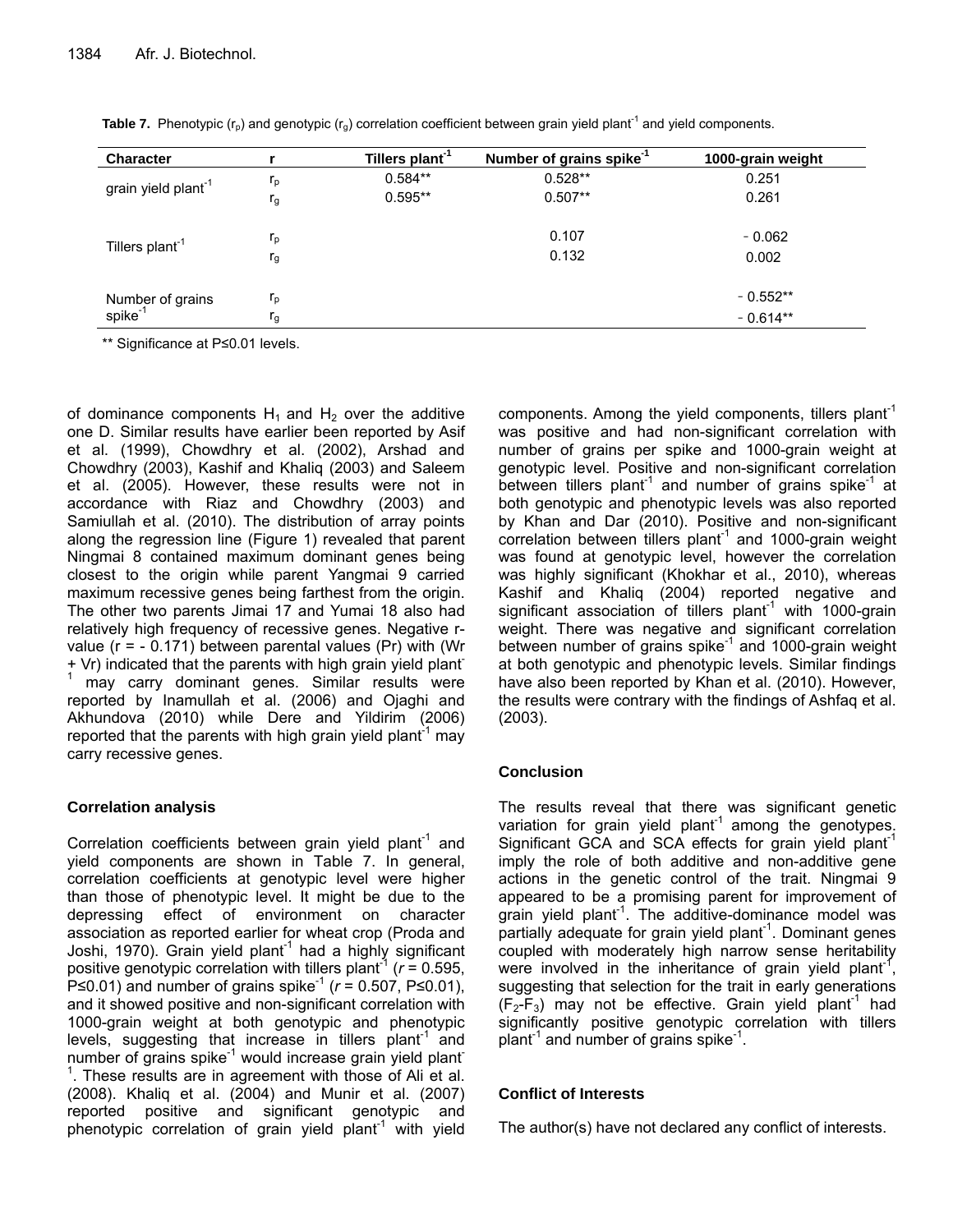**Table 7.** Phenotypic ($r_p$) and genotypic ($r_g$) correlation coefficient between grain yield plant$^{-1}$ and yield components.

| Character | r | Tillers plant$^{-1}$ | Number of grains spike$^{-1}$ | 1000-grain weight |
|---|---|---|---|---|
| grain yield plant$^{-1}$ | $r_p$ | 0.584** | 0.528** | 0.251 |
| | $r_g$ | 0.595** | 0.507** | 0.261 |
| Tillers plant$^{-1}$ | $r_p$ | | 0.107 | - 0.062 |
| | $r_g$ | | 0.132 | 0.002 |
| Number of grains spike$^{-1}$ | $r_p$ | | | - 0.552** |
| | $r_g$ | | | - 0.614** |

** Significance at P≤0.01 levels.

of dominance components $H_1$ and $H_2$ over the additive one D. Similar results have earlier been reported by Asif et al. (1999), Chowdhry et al. (2002), Arshad and Chowdhry (2003), Kashif and Khaliq (2003) and Saleem et al. (2005). However, these results were not in accordance with Riaz and Chowdhry (2003) and Samiullah et al. (2010). The distribution of array points along the regression line (Figure 1) revealed that parent Ningmai 8 contained maximum dominant genes being closest to the origin while parent Yangmai 9 carried maximum recessive genes being farthest from the origin. The other two parents Jimai 17 and Yumai 18 also had relatively high frequency of recessive genes. Negative r-value (r = - 0.171) between parental values (Pr) with (Wr + Vr) indicated that the parents with high grain yield plant$^{-1}$ may carry dominant genes. Similar results were reported by Inamullah et al. (2006) and Ojaghi and Akhundova (2010) while Dere and Yildirim (2006) reported that the parents with high grain yield plant$^{-1}$ may carry recessive genes.

## Correlation analysis

Correlation coefficients between grain yield plant$^{-1}$ and yield components are shown in Table 7. In general, correlation coefficients at genotypic level were higher than those of phenotypic level. It might be due to the depressing effect of environment on character association as reported earlier for wheat crop (Proda and Joshi, 1970). Grain yield plant$^{-1}$ had a highly significant positive genotypic correlation with tillers plant$^{-1}$ ($r$ = 0.595, P≤0.01) and number of grains spike$^{-1}$ ($r$ = 0.507, P≤0.01), and it showed positive and non-significant correlation with 1000-grain weight at both genotypic and phenotypic levels, suggesting that increase in tillers plant$^{-1}$ and number of grains spike$^{-1}$ would increase grain yield plant$^{-1}$. These results are in agreement with those of Ali et al. (2008). Khaliq et al. (2004) and Munir et al. (2007) reported positive and significant genotypic and phenotypic correlation of grain yield plant$^{-1}$ with yield components. Among the yield components, tillers plant$^{-1}$ was positive and had non-significant correlation with number of grains per spike and 1000-grain weight at genotypic level. Positive and non-significant correlation between tillers plant$^{-1}$ and number of grains spike$^{-1}$ at both genotypic and phenotypic levels was also reported by Khan and Dar (2010). Positive and non-significant correlation between tillers plant$^{-1}$ and 1000-grain weight was found at genotypic level, however the correlation was highly significant (Khokhar et al., 2010), whereas Kashif and Khaliq (2004) reported negative and significant association of tillers plant$^{-1}$ with 1000-grain weight. There was negative and significant correlation between number of grains spike$^{-1}$ and 1000-grain weight at both genotypic and phenotypic levels. Similar findings have also been reported by Khan et al. (2010). However, the results were contrary with the findings of Ashfaq et al. (2003).

## Conclusion

The results reveal that there was significant genetic variation for grain yield plant$^{-1}$ among the genotypes. Significant GCA and SCA effects for grain yield plant$^{-1}$ imply the role of both additive and non-additive gene actions in the genetic control of the trait. Ningmai 9 appeared to be a promising parent for improvement of grain yield plant$^{-1}$. The additive-dominance model was partially adequate for grain yield plant$^{-1}$. Dominant genes coupled with moderately high narrow sense heritability were involved in the inheritance of grain yield plant$^{-1}$, suggesting that selection for the trait in early generations ($F_2$-$F_3$) may not be effective. Grain yield plant$^{-1}$ had significantly positive genotypic correlation with tillers plant$^{-1}$ and number of grains spike$^{-1}$.

## Conflict of Interests

The author(s) have not declared any conflict of interests.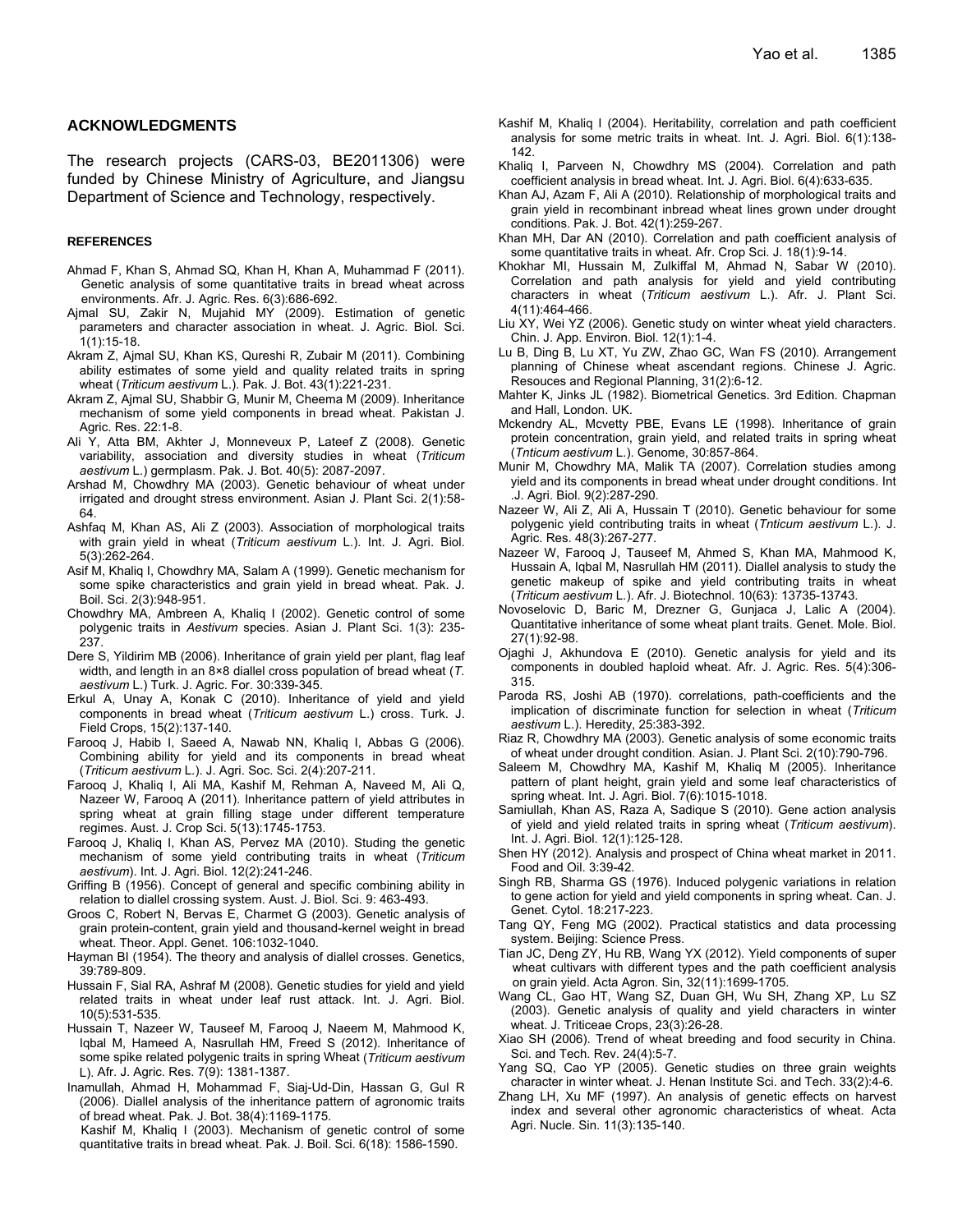## ACKNOWLEDGMENTS

The research projects (CARS-03, BE2011306) were funded by Chinese Ministry of Agriculture, and Jiangsu Department of Science and Technology, respectively.

## REFERENCES

Ahmad F, Khan S, Ahmad SQ, Khan H, Khan A, Muhammad F (2011). Genetic analysis of some quantitative traits in bread wheat across environments. Afr. J. Agric. Res. 6(3):686-692.

Ajmal SU, Zakir N, Mujahid MY (2009). Estimation of genetic parameters and character association in wheat. J. Agric. Biol. Sci. 1(1):15-18.

Akram Z, Ajmal SU, Khan KS, Qureshi R, Zubair M (2011). Combining ability estimates of some yield and quality related traits in spring wheat (*Triticum aestivum* L.). Pak. J. Bot. 43(1):221-231.

Akram Z, Ajmal SU, Shabbir G, Munir M, Cheema M (2009). Inheritance mechanism of some yield components in bread wheat. Pakistan J. Agric. Res. 22:1-8.

Ali Y, Atta BM, Akhter J, Monneveux P, Lateef Z (2008). Genetic variability, association and diversity studies in wheat (*Triticum aestivum* L.) germplasm. Pak. J. Bot. 40(5): 2087-2097.

Arshad M, Chowdhry MA (2003). Genetic behaviour of wheat under irrigated and drought stress environment. Asian J. Plant Sci. 2(1):58-64.

Ashfaq M, Khan AS, Ali Z (2003). Association of morphological traits with grain yield in wheat (*Triticum aestivum* L.). Int. J. Agri. Biol. 5(3):262-264.

Asif M, Khaliq I, Chowdhry MA, Salam A (1999). Genetic mechanism for some spike characteristics and grain yield in bread wheat. Pak. J. Boil. Sci. 2(3):948-951.

Chowdhry MA, Ambreen A, Khaliq I (2002). Genetic control of some polygenic traits in *Aestivum* species. Asian J. Plant Sci. 1(3): 235-237.

Dere S, Yildirim MB (2006). Inheritance of grain yield per plant, flag leaf width, and length in an 8×8 diallel cross population of bread wheat (*T. aestivum* L.) Turk. J. Agric. For. 30:339-345.

Erkul A, Unay A, Konak C (2010). Inheritance of yield and yield components in bread wheat (*Triticum aestivum* L.) cross. Turk. J. Field Crops, 15(2):137-140.

Farooq J, Habib I, Saeed A, Nawab NN, Khaliq I, Abbas G (2006). Combining ability for yield and its components in bread wheat (*Triticum aestivum* L.). J. Agri. Soc. Sci. 2(4):207-211.

Farooq J, Khaliq I, Ali MA, Kashif M, Rehman A, Naveed M, Ali Q, Nazeer W, Farooq A (2011). Inheritance pattern of yield attributes in spring wheat at grain filling stage under different temperature regimes. Aust. J. Crop Sci. 5(13):1745-1753.

Farooq J, Khaliq I, Khan AS, Pervez MA (2010). Studing the genetic mechanism of some yield contributing traits in wheat (*Triticum aestivum*). Int. J. Agri. Biol. 12(2):241-246.

Griffing B (1956). Concept of general and specific combining ability in relation to diallel crossing system. Aust. J. Biol. Sci. 9: 463-493.

Groos C, Robert N, Bervas E, Charmet G (2003). Genetic analysis of grain protein-content, grain yield and thousand-kernel weight in bread wheat. Theor. Appl. Genet. 106:1032-1040.

Hayman BI (1954). The theory and analysis of diallel crosses. Genetics, 39:789-809.

Hussain F, Sial RA, Ashraf M (2008). Genetic studies for yield and yield related traits in wheat under leaf rust attack. Int. J. Agri. Biol. 10(5):531-535.

Hussain T, Nazeer W, Tauseef M, Farooq J, Naeem M, Mahmood K, Iqbal M, Hameed A, Nasrullah HM, Freed S (2012). Inheritance of some spike related polygenic traits in spring Wheat (*Triticum aestivum* L). Afr. J. Agric. Res. 7(9): 1381-1387.

Inamullah, Ahmad H, Mohammad F, Siaj-Ud-Din, Hassan G, Gul R (2006). Diallel analysis of the inheritance pattern of agronomic traits of bread wheat. Pak. J. Bot. 38(4):1169-1175.

Kashif M, Khaliq I (2003). Mechanism of genetic control of some quantitative traits in bread wheat. Pak. J. Boil. Sci. 6(18): 1586-1590.

Kashif M, Khaliq I (2004). Heritability, correlation and path coefficient analysis for some metric traits in wheat. Int. J. Agri. Biol. 6(1):138-142.

Khaliq I, Parveen N, Chowdhry MS (2004). Correlation and path coefficient analysis in bread wheat. Int. J. Agri. Biol. 6(4):633-635.

Khan AJ, Azam F, Ali A (2010). Relationship of morphological traits and grain yield in recombinant inbread wheat lines grown under drought conditions. Pak. J. Bot. 42(1):259-267.

Khan MH, Dar AN (2010). Correlation and path coefficient analysis of some quantitative traits in wheat. Afr. Crop Sci. J. 18(1):9-14.

Khokhar MI, Hussain M, Zulkiffal M, Ahmad N, Sabar W (2010). Correlation and path analysis for yield and yield contributing characters in wheat (*Triticum aestivum* L.). Afr. J. Plant Sci. 4(11):464-466.

Liu XY, Wei YZ (2006). Genetic study on winter wheat yield characters. Chin. J. App. Environ. Biol. 12(1):1-4.

Lu B, Ding B, Lu XT, Yu ZW, Zhao GC, Wan FS (2010). Arrangement planning of Chinese wheat ascendant regions. Chinese J. Agric. Resouces and Regional Planning, 31(2):6-12.

Mahter K, Jinks JL (1982). Biometrical Genetics. 3rd Edition. Chapman and Hall, London. UK.

Mckendry AL, Mcvetty PBE, Evans LE (1998). Inheritance of grain protein concentration, grain yield, and related traits in spring wheat (*Tnticum aestivum* L.). Genome, 30:857-864.

Munir M, Chowdhry MA, Malik TA (2007). Correlation studies among yield and its components in bread wheat under drought conditions. Int .J. Agri. Biol. 9(2):287-290.

Nazeer W, Ali Z, Ali A, Hussain T (2010). Genetic behaviour for some polygenic yield contributing traits in wheat (*Tnticum aestivum* L.). J. Agric. Res. 48(3):267-277.

Nazeer W, Farooq J, Tauseef M, Ahmed S, Khan MA, Mahmood K, Hussain A, Iqbal M, Nasrullah HM (2011). Diallel analysis to study the genetic makeup of spike and yield contributing traits in wheat (*Triticum aestivum* L.). Afr. J. Biotechnol. 10(63): 13735-13743.

Novoselovic D, Baric M, Drezner G, Gunjaca J, Lalic A (2004). Quantitative inheritance of some wheat plant traits. Genet. Mole. Biol. 27(1):92-98.

Ojaghi J, Akhundova E (2010). Genetic analysis for yield and its components in doubled haploid wheat. Afr. J. Agric. Res. 5(4):306-315.

Paroda RS, Joshi AB (1970). correlations, path-coefficients and the implication of discriminate function for selection in wheat (*Triticum aestivum* L.). Heredity, 25:383-392.

Riaz R, Chowdhry MA (2003). Genetic analysis of some economic traits of wheat under drought condition. Asian. J. Plant Sci. 2(10):790-796.

Saleem M, Chowdhry MA, Kashif M, Khaliq M (2005). Inheritance pattern of plant height, grain yield and some leaf characteristics of spring wheat. Int. J. Agri. Biol. 7(6):1015-1018.

Samiullah, Khan AS, Raza A, Sadique S (2010). Gene action analysis of yield and yield related traits in spring wheat (*Triticum aestivum*). Int. J. Agri. Biol. 12(1):125-128.

Shen HY (2012). Analysis and prospect of China wheat market in 2011. Food and Oil. 3:39-42.

Singh RB, Sharma GS (1976). Induced polygenic variations in relation to gene action for yield and yield components in spring wheat. Can. J. Genet. Cytol. 18:217-223.

Tang QY, Feng MG (2002). Practical statistics and data processing system. Beijing: Science Press.

Tian JC, Deng ZY, Hu RB, Wang YX (2012). Yield components of super wheat cultivars with different types and the path coefficient analysis on grain yield. Acta Agron. Sin, 32(11):1699-1705.

Wang CL, Gao HT, Wang SZ, Duan GH, Wu SH, Zhang XP, Lu SZ (2003). Genetic analysis of quality and yield characters in winter wheat. J. Triticeae Crops, 23(3):26-28.

Xiao SH (2006). Trend of wheat breeding and food security in China. Sci. and Tech. Rev. 24(4):5-7.

Yang SQ, Cao YP (2005). Genetic studies on three grain weights character in winter wheat. J. Henan Institute Sci. and Tech. 33(2):4-6.

Zhang LH, Xu MF (1997). An analysis of genetic effects on harvest index and several other agronomic characteristics of wheat. Acta Agri. Nucle. Sin. 11(3):135-140.